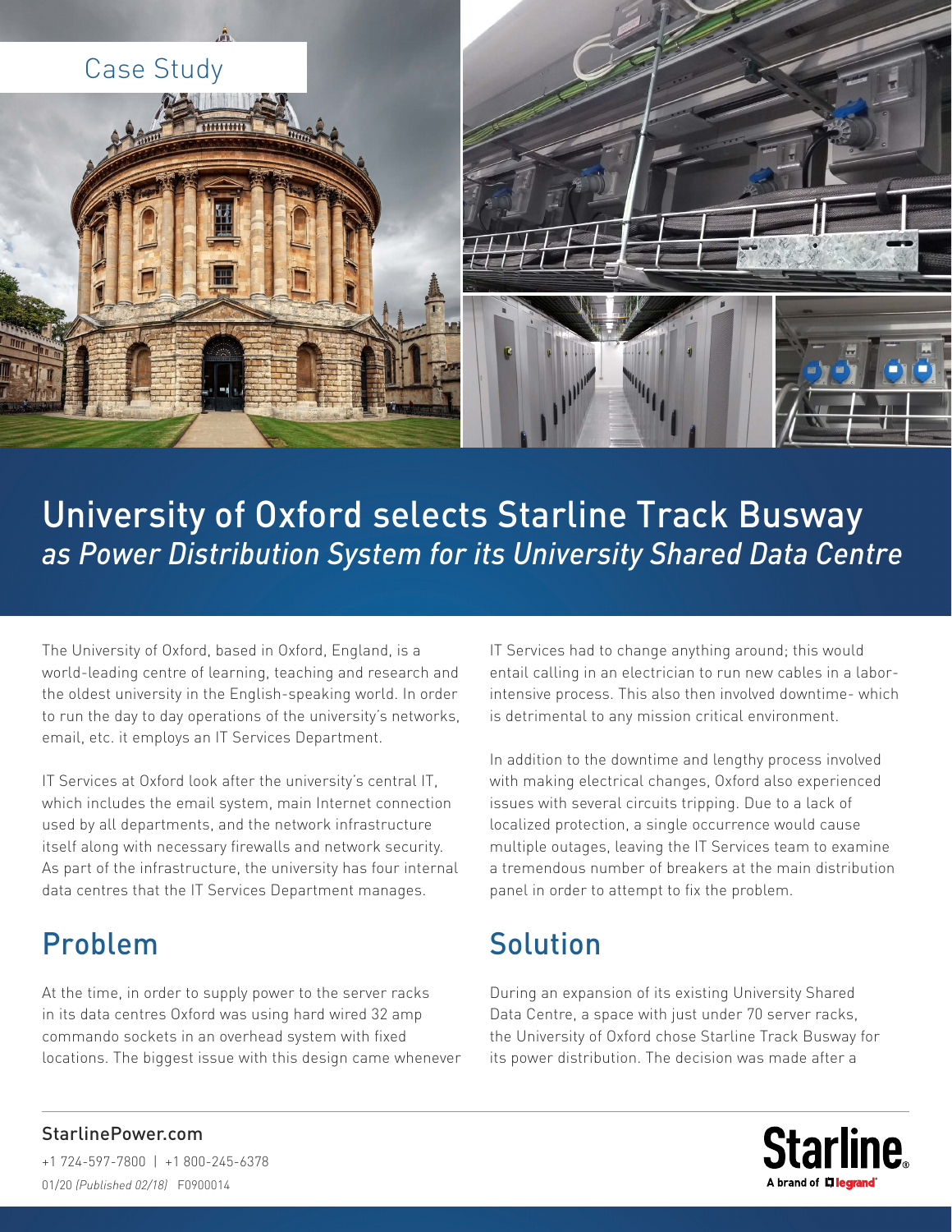Case Study

# University of Oxford selects Starline Track Busway

## *as Power Distribution System for its University Shared Data Centre*

The University of Oxford, based in Oxford, England, is a world-leading centre of learning, teaching and research and the oldest university in the English-speaking world. In order to run the day to day operations of the university's networks, email, etc. it employs an IT Services Department.

IT Services at Oxford look after the university's central IT, which includes the email system, main Internet connection used by all departments, and the network infrastructure itself along with necessary firewalls and network security. As part of the infrastructure, the university has four internal data centres that the IT Services Department manages.

## Problem

At the time, in order to supply power to the server racks in its data centres Oxford was using hard wired 32 amp commando sockets in an overhead system with fixed locations. The biggest issue with this design came whenever IT Services had to change anything around; this would entail calling in an electrician to run new cables in a labor-intensive process. This also then involved downtime- which is detrimental to any mission critical environment.

In addition to the downtime and lengthy process involved with making electrical changes, Oxford also experienced issues with several circuits tripping. Due to a lack of localized protection, a single occurrence would cause multiple outages, leaving the IT Services team to examine a tremendous number of breakers at the main distribution panel in order to attempt to fix the problem.

## Solution

During an expansion of its existing University Shared Data Centre, a space with just under 70 server racks, the University of Oxford chose Starline Track Busway for its power distribution. The decision was made after a

StarlinePower.com

+1 724-597-7800 | +1 800-245-6378

01/20 *(Published 02/18)* F0900014

Starline. A brand of legrand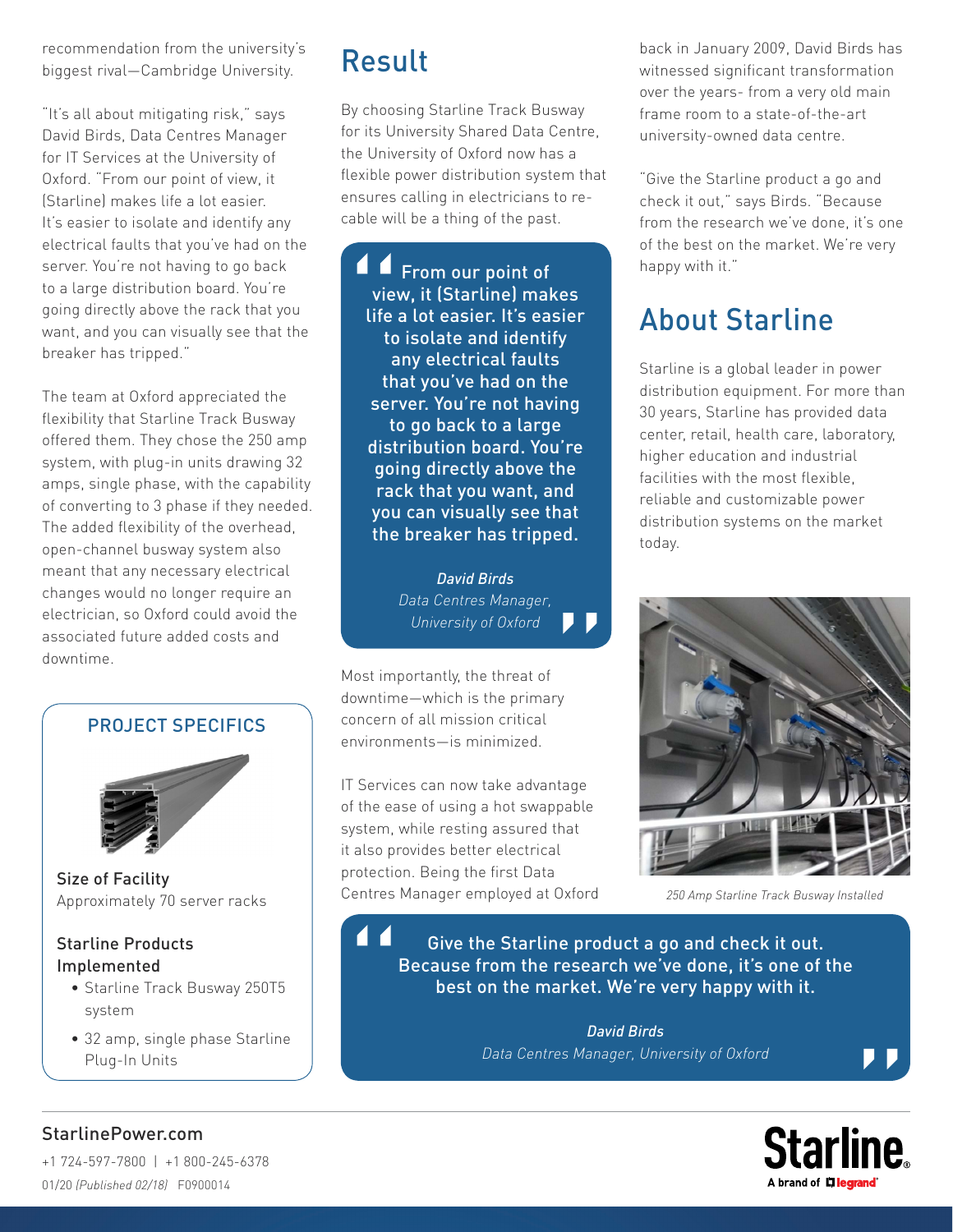recommendation from the university's biggest rival—Cambridge University.

"It's all about mitigating risk," says David Birds, Data Centres Manager for IT Services at the University of Oxford. "From our point of view, it (Starline) makes life a lot easier. It's easier to isolate and identify any electrical faults that you've had on the server. You're not having to go back to a large distribution board. You're going directly above the rack that you want, and you can visually see that the breaker has tripped."

The team at Oxford appreciated the flexibility that Starline Track Busway offered them. They chose the 250 amp system, with plug-in units drawing 32 amps, single phase, with the capability of converting to 3 phase if they needed. The added flexibility of the overhead, open-channel busway system also meant that any necessary electrical changes would no longer require an electrician, so Oxford could avoid the associated future added costs and downtime.

## PROJECT SPECIFICS

**Size of Facility**
Approximately 70 server racks

**Starline Products Implemented**

- Starline Track Busway 250T5 system
- 32 amp, single phase Starline Plug-In Units

# Result

By choosing Starline Track Busway for its University Shared Data Centre, the University of Oxford now has a flexible power distribution system that ensures calling in electricians to re-cable will be a thing of the past.

> From our point of view, it (Starline) makes life a lot easier. It's easier to isolate and identify any electrical faults that you've had on the server. You're not having to go back to a large distribution board. You're going directly above the rack that you want, and you can visually see that the breaker has tripped.
>
> *David Birds*
> *Data Centres Manager, University of Oxford*

Most importantly, the threat of downtime—which is the primary concern of all mission critical environments—is minimized.

IT Services can now take advantage of the ease of using a hot swappable system, while resting assured that it also provides better electrical protection. Being the first Data Centres Manager employed at Oxford back in January 2009, David Birds has witnessed significant transformation over the years- from a very old main frame room to a state-of-the-art university-owned data centre.

"Give the Starline product a go and check it out," says Birds. "Because from the research we've done, it's one of the best on the market. We're very happy with it."

# About Starline

Starline is a global leader in power distribution equipment. For more than 30 years, Starline has provided data center, retail, health care, laboratory, higher education and industrial facilities with the most flexible, reliable and customizable power distribution systems on the market today.

*250 Amp Starline Track Busway Installed*

> Give the Starline product a go and check it out. Because from the research we've done, it's one of the best on the market. We're very happy with it.
>
> *David Birds*
> *Data Centres Manager, University of Oxford*

StarlinePower.com
+1 724-597-7800 | +1 800-245-6378
01/20 *(Published 02/18)* F0900014

Starline. A brand of legrand